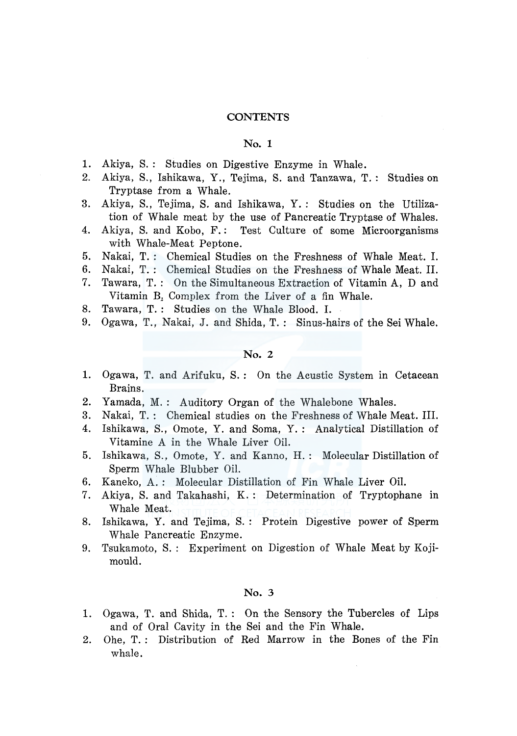# CONTENTS

## No. 1

1. Akiya, S.: Studies on Digestive Enzyme in Whale.
2. Akiya, S., Ishikawa, Y., Tejima, S. and Tanzawa, T.: Studies on Tryptase from a Whale.
3. Akiya, S., Tejima, S. and Ishikawa, Y.: Studies on the Utilization of Whale meat by the use of Pancreatic Tryptase of Whales.
4. Akiya, S. and Kobo, F.: Test Culture of some Microorganisms with Whale-Meat Peptone.
5. Nakai, T.: Chemical Studies on the Freshness of Whale Meat. I.
6. Nakai, T.: Chemical Studies on the Freshness of Whale Meat. II.
7. Tawara, T.: On the Simultaneous Extraction of Vitamin A, D and Vitamin $B_2$ Complex from the Liver of a fin Whale.
8. Tawara, T.: Studies on the Whale Blood. I.
9. Ogawa, T., Nakai, J. and Shida, T.: Sinus-hairs of the Sei Whale.

## No. 2

1. Ogawa, T. and Arifuku, S.: On the Acustic System in Cetacean Brains.
2. Yamada, M.: Auditory Organ of the Whalebone Whales.
3. Nakai, T.: Chemical studies on the Freshness of Whale Meat. III.
4. Ishikawa, S., Omote, Y. and Soma, Y.: Analytical Distillation of Vitamine A in the Whale Liver Oil.
5. Ishikawa, S., Omote, Y. and Kanno, H.: Molecular Distillation of Sperm Whale Blubber Oil.
6. Kaneko, A.: Molecular Distillation of Fin Whale Liver Oil.
7. Akiya, S. and Takahashi, K.: Determination of Tryptophane in Whale Meat.
8. Ishikawa, Y. and Tejima, S.: Protein Digestive power of Sperm Whale Pancreatic Enzyme.
9. Tsukamoto, S.: Experiment on Digestion of Whale Meat by Koji-mould.

## No. 3

1. Ogawa, T. and Shida, T.: On the Sensory the Tubercles of Lips and of Oral Cavity in the Sei and the Fin Whale.
2. Ohe, T.: Distribution of Red Marrow in the Bones of the Fin whale.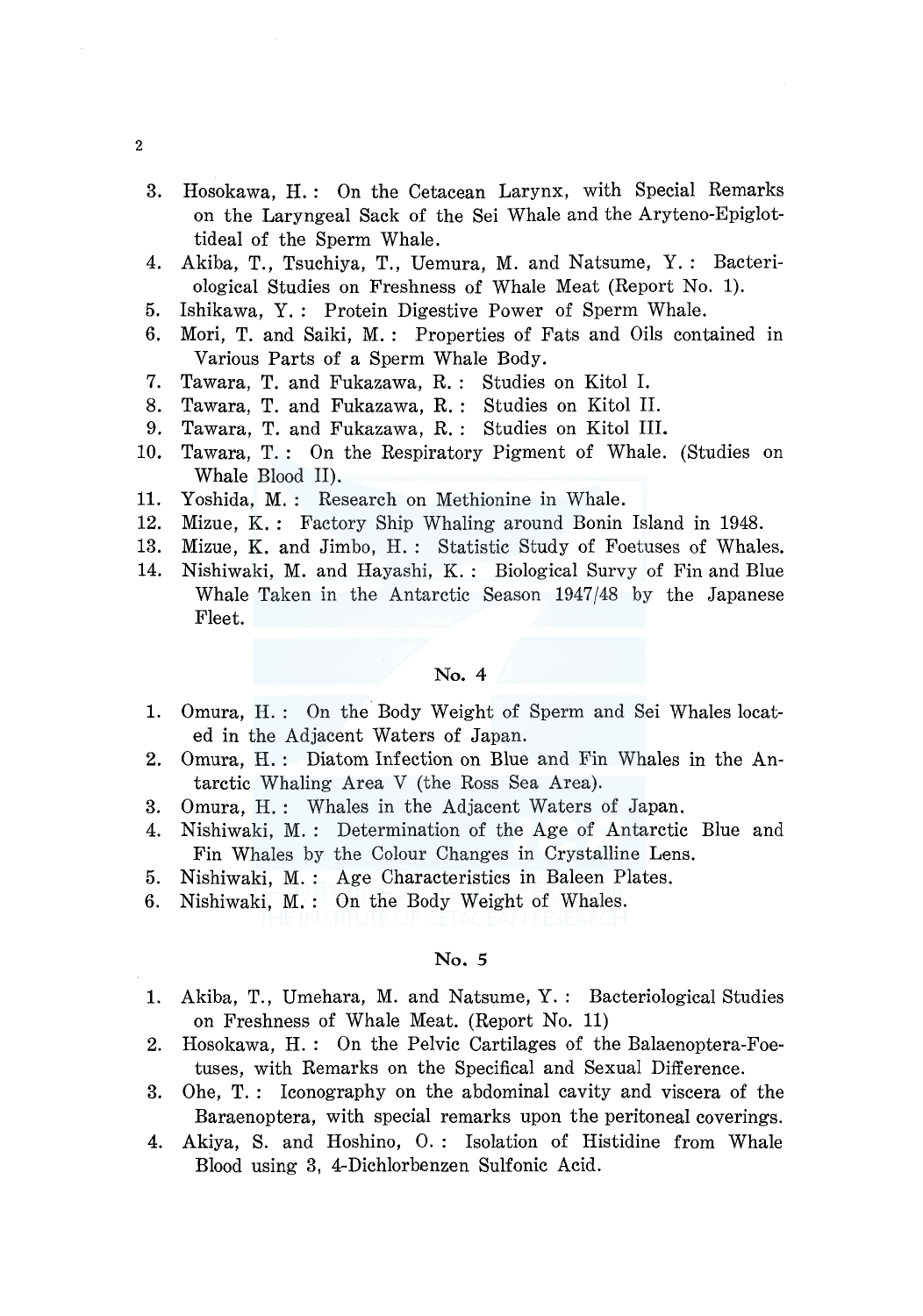3. Hosokawa, H. : On the Cetacean Larynx, with Special Remarks on the Laryngeal Sack of the Sei Whale and the Aryteno-Epiglottideal of the Sperm Whale.
4. Akiba, T., Tsuchiya, T., Uemura, M. and Natsume, Y. : Bacteriological Studies on Freshness of Whale Meat (Report No. 1).
5. Ishikawa, Y. : Protein Digestive Power of Sperm Whale.
6. Mori, T. and Saiki, M. : Properties of Fats and Oils contained in Various Parts of a Sperm Whale Body.
7. Tawara, T. and Fukazawa, R. : Studies on Kitol I.
8. Tawara, T. and Fukazawa, R. : Studies on Kitol II.
9. Tawara, T. and Fukazawa, R. : Studies on Kitol III.
10. Tawara, T. : On the Respiratory Pigment of Whale. (Studies on Whale Blood II).
11. Yoshida, M. : Research on Methionine in Whale.
12. Mizue, K. : Factory Ship Whaling around Bonin Island in 1948.
13. Mizue, K. and Jimbo, H. : Statistic Study of Foetuses of Whales.
14. Nishiwaki, M. and Hayashi, K. : Biological Survy of Fin and Blue Whale Taken in the Antarctic Season 1947/48 by the Japanese Fleet.

## No. 4

1. Omura, H. : On the Body Weight of Sperm and Sei Whales located in the Adjacent Waters of Japan.
2. Omura, H. : Diatom Infection on Blue and Fin Whales in the Antarctic Whaling Area V (the Ross Sea Area).
3. Omura, H. : Whales in the Adjacent Waters of Japan.
4. Nishiwaki, M. : Determination of the Age of Antarctic Blue and Fin Whales by the Colour Changes in Crystalline Lens.
5. Nishiwaki, M. : Age Characteristics in Baleen Plates.
6. Nishiwaki, M. : On the Body Weight of Whales.

## No. 5

1. Akiba, T., Umehara, M. and Natsume, Y. : Bacteriological Studies on Freshness of Whale Meat. (Report No. 11)
2. Hosokawa, H. : On the Pelvic Cartilages of the Balaenoptera-Foetuses, with Remarks on the Specifical and Sexual Difference.
3. Ohe, T. : Iconography on the abdominal cavity and viscera of the Baraenoptera, with special remarks upon the peritoneal coverings.
4. Akiya, S. and Hoshino, O. : Isolation of Histidine from Whale Blood using 3, 4-Dichlorbenzen Sulfonic Acid.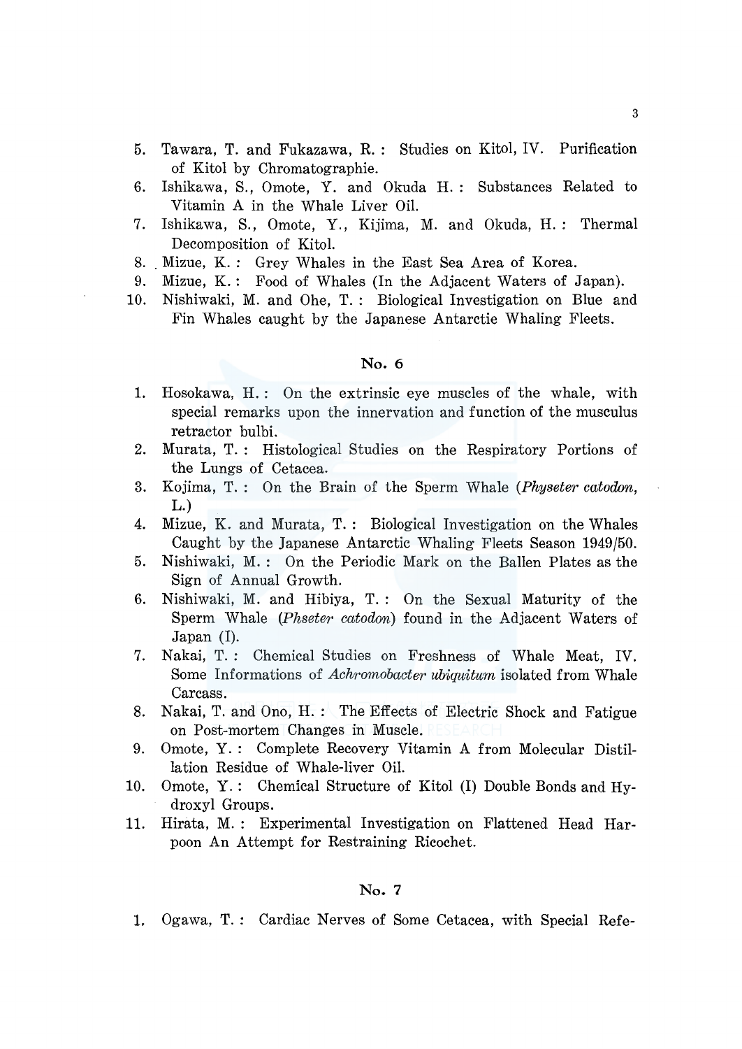5. Tawara, T. and Fukazawa, R. : Studies on Kitol, IV. Purification of Kitol by Chromatographie.
6. Ishikawa, S., Omote, Y. and Okuda H. : Substances Related to Vitamin A in the Whale Liver Oil.
7. Ishikawa, S., Omote, Y., Kijima, M. and Okuda, H. : Thermal Decomposition of Kitol.
8. Mizue, K. : Grey Whales in the East Sea Area of Korea.
9. Mizue, K. : Food of Whales (In the Adjacent Waters of Japan).
10. Nishiwaki, M. and Ohe, T. : Biological Investigation on Blue and Fin Whales caught by the Japanese Antarctie Whaling Fleets.

### No. 6

1. Hosokawa, H. : On the extrinsic eye muscles of the whale, with special remarks upon the innervation and function of the musculus retractor bulbi.
2. Murata, T. : Histological Studies on the Respiratory Portions of the Lungs of Cetacea.
3. Kojima, T. : On the Brain of the Sperm Whale (*Physeter catodon*, L.)
4. Mizue, K. and Murata, T. : Biological Investigation on the Whales Caught by the Japanese Antarctic Whaling Fleets Season 1949/50.
5. Nishiwaki, M. : On the Periodic Mark on the Ballen Plates as the Sign of Annual Growth.
6. Nishiwaki, M. and Hibiya, T. : On the Sexual Maturity of the Sperm Whale (*Phseter catodon*) found in the Adjacent Waters of Japan (I).
7. Nakai, T. : Chemical Studies on Freshness of Whale Meat, IV. Some Informations of *Achromobacter ubiquitum* isolated from Whale Carcass.
8. Nakai, T. and Ono, H. : The Effects of Electric Shock and Fatigue on Post-mortem Changes in Muscle.
9. Omote, Y. : Complete Recovery Vitamin A from Molecular Distillation Residue of Whale-liver Oil.
10. Omote, Y. : Chemical Structure of Kitol (I) Double Bonds and Hydroxyl Groups.
11. Hirata, M. : Experimental Investigation on Flattened Head Harpoon An Attempt for Restraining Ricochet.

### No. 7

1. Ogawa, T. : Cardiac Nerves of Some Cetacea, with Special Refe-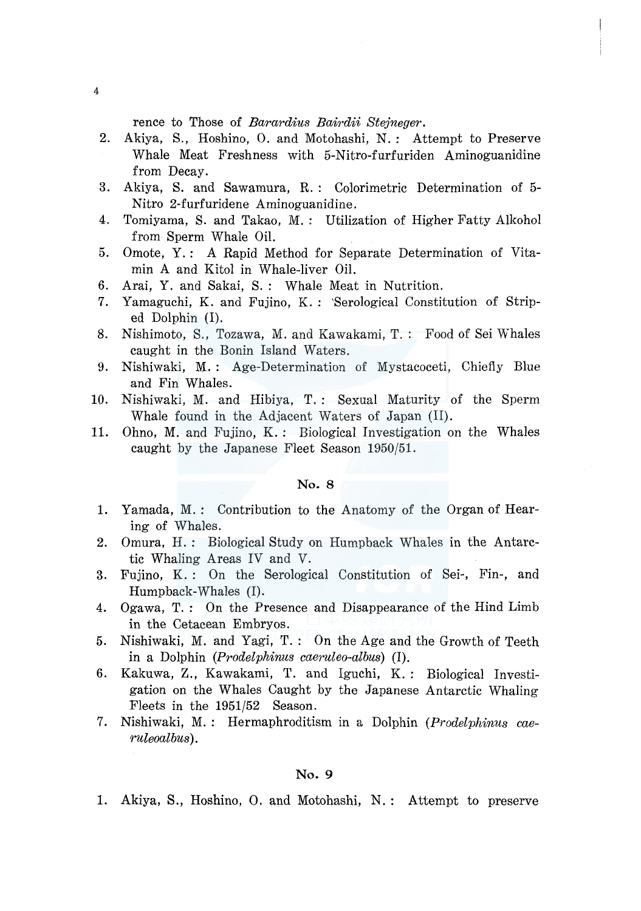rence to Those of *Barardius Bairdii Stejneger*.

2. Akiya, S., Hoshino, O. and Motohashi, N.: Attempt to Preserve Whale Meat Freshness with 5-Nitro-furfuriden Aminoguanidine from Decay.
3. Akiya, S. and Sawamura, R.: Colorimetric Determination of 5-Nitro 2-furfuridene Aminoguanidine.
4. Tomiyama, S. and Takao, M.: Utilization of Higher Fatty Alkohol from Sperm Whale Oil.
5. Omote, Y.: A Rapid Method for Separate Determination of Vitamin A and Kitol in Whale-liver Oil.
6. Arai, Y. and Sakai, S.: Whale Meat in Nutrition.
7. Yamaguchi, K. and Fujino, K.: 'Serological Constitution of Striped Dolphin (I).
8. Nishimoto, S., Tozawa, M. and Kawakami, T.: Food of Sei Whales caught in the Bonin Island Waters.
9. Nishiwaki, M.: Age-Determination of Mystacoceti, Chiefly Blue and Fin Whales.
10. Nishiwaki, M. and Hibiya, T.: Sexual Maturity of the Sperm Whale found in the Adjacent Waters of Japan (II).
11. Ohno, M. and Fujino, K.: Biological Investigation on the Whales caught by the Japanese Fleet Season 1950/51.

### No. 8

1. Yamada, M.: Contribution to the Anatomy of the Organ of Hearing of Whales.
2. Omura, H.: Biological Study on Humpback Whales in the Antarctic Whaling Areas IV and V.
3. Fujino, K.: On the Serological Constitution of Sei-, Fin-, and Humpback-Whales (I).
4. Ogawa, T.: On the Presence and Disappearance of the Hind Limb in the Cetacean Embryos.
5. Nishiwaki, M. and Yagi, T.: On the Age and the Growth of Teeth in a Dolphin (*Prodelphinus caeruleo-albus*) (I).
6. Kakuwa, Z., Kawakami, T. and Iguchi, K.: Biological Investigation on the Whales Caught by the Japanese Antarctic Whaling Fleets in the 1951/52 Season.
7. Nishiwaki, M.: Hermaphroditism in a Dolphin (*Prodelphinus caeruleoalbus*).

### No. 9

1. Akiya, S., Hoshino, O. and Motohashi, N.: Attempt to preserve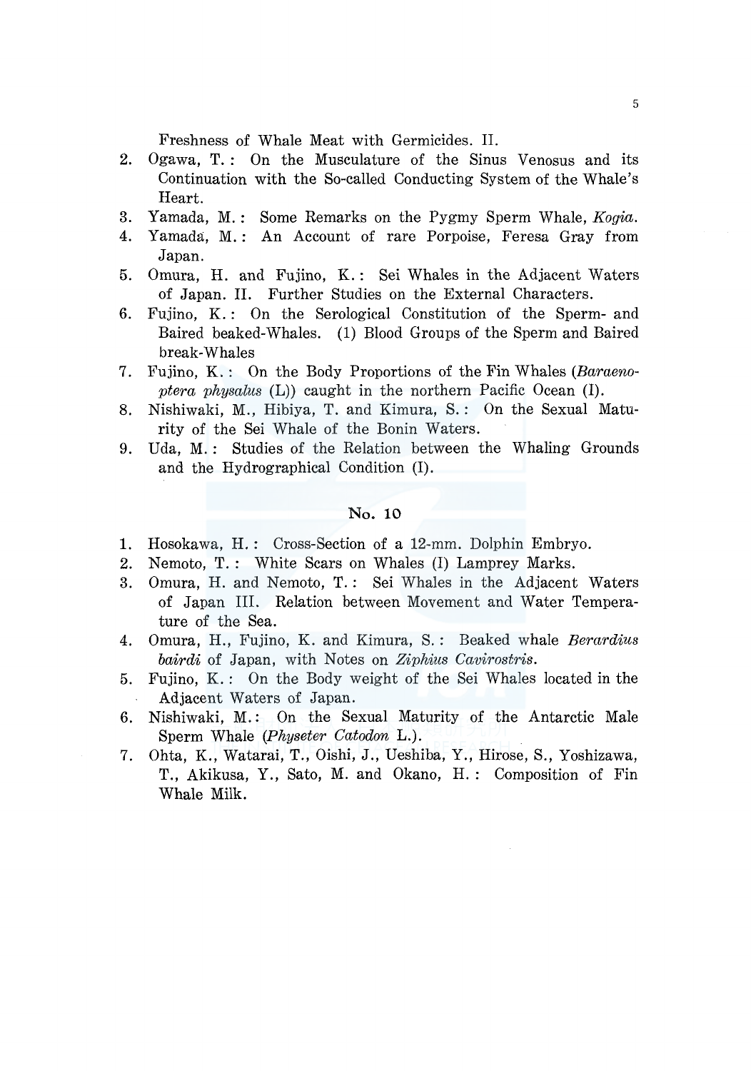Freshness of Whale Meat with Germicides. II.

2. Ogawa, T.: On the Musculature of the Sinus Venosus and its Continuation with the So-called Conducting System of the Whale's Heart.
3. Yamada, M.: Some Remarks on the Pygmy Sperm Whale, *Kogia*.
4. Yamada, M.: An Account of rare Porpoise, Feresa Gray from Japan.
5. Omura, H. and Fujino, K.: Sei Whales in the Adjacent Waters of Japan. II. Further Studies on the External Characters.
6. Fujino, K.: On the Serological Constitution of the Sperm- and Baired beaked-Whales. (1) Blood Groups of the Sperm and Baired break-Whales
7. Fujino, K.: On the Body Proportions of the Fin Whales (*Baraenoptera physalus* (L)) caught in the northern Pacific Ocean (I).
8. Nishiwaki, M., Hibiya, T. and Kimura, S.: On the Sexual Maturity of the Sei Whale of the Bonin Waters.
9. Uda, M.: Studies of the Relation between the Whaling Grounds and the Hydrographical Condition (I).

## No. 10

1. Hosokawa, H.: Cross-Section of a 12-mm. Dolphin Embryo.
2. Nemoto, T.: White Scars on Whales (I) Lamprey Marks.
3. Omura, H. and Nemoto, T.: Sei Whales in the Adjacent Waters of Japan III. Relation between Movement and Water Temperature of the Sea.
4. Omura, H., Fujino, K. and Kimura, S.: Beaked whale *Berardius bairdi* of Japan, with Notes on *Ziphius Cavirostris*.
5. Fujino, K.: On the Body weight of the Sei Whales located in the Adjacent Waters of Japan.
6. Nishiwaki, M.: On the Sexual Maturity of the Antarctic Male Sperm Whale (*Physeter Catodon* L.).
7. Ohta, K., Watarai, T., Oishi, J., Ueshiba, Y., Hirose, S., Yoshizawa, T., Akikusa, Y., Sato, M. and Okano, H.: Composition of Fin Whale Milk.